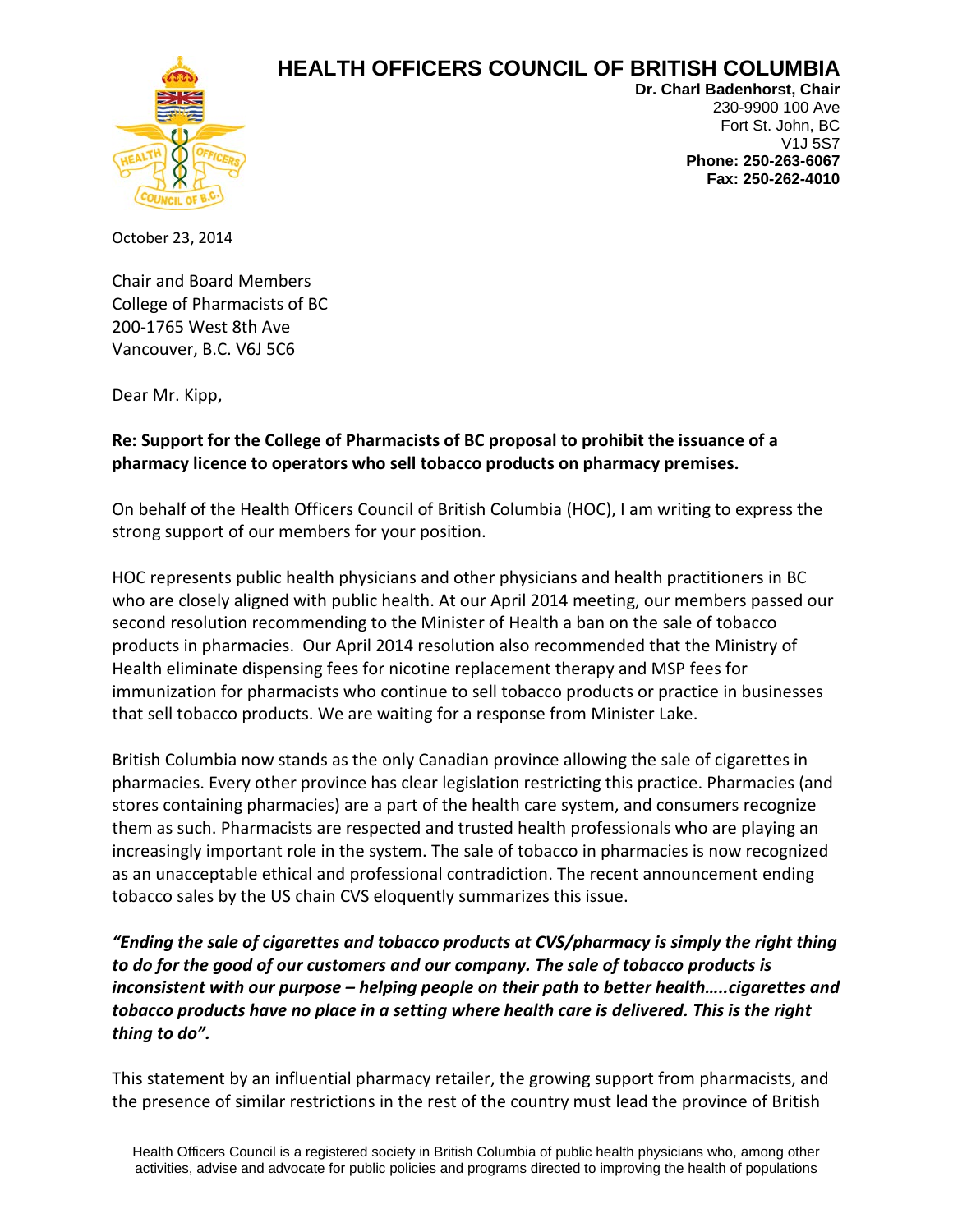# HEALTH OFFICERS COUNCIL OF BRITISH COLUMBIA

**Dr. Charl Badenhorst, Chair**
230-9900 100 Ave
Fort St. John, BC
V1J 5S7
**Phone: 250-263-6067**
**Fax: 250-262-4010**

October 23, 2014

Chair and Board Members
College of Pharmacists of BC
200-1765 West 8th Ave
Vancouver, B.C. V6J 5C6

Dear Mr. Kipp,

**Re: Support for the College of Pharmacists of BC proposal to prohibit the issuance of a pharmacy licence to operators who sell tobacco products on pharmacy premises.**

On behalf of the Health Officers Council of British Columbia (HOC), I am writing to express the strong support of our members for your position.

HOC represents public health physicians and other physicians and health practitioners in BC who are closely aligned with public health. At our April 2014 meeting, our members passed our second resolution recommending to the Minister of Health a ban on the sale of tobacco products in pharmacies. Our April 2014 resolution also recommended that the Ministry of Health eliminate dispensing fees for nicotine replacement therapy and MSP fees for immunization for pharmacists who continue to sell tobacco products or practice in businesses that sell tobacco products. We are waiting for a response from Minister Lake.

British Columbia now stands as the only Canadian province allowing the sale of cigarettes in pharmacies. Every other province has clear legislation restricting this practice. Pharmacies (and stores containing pharmacies) are a part of the health care system, and consumers recognize them as such. Pharmacists are respected and trusted health professionals who are playing an increasingly important role in the system. The sale of tobacco in pharmacies is now recognized as an unacceptable ethical and professional contradiction. The recent announcement ending tobacco sales by the US chain CVS eloquently summarizes this issue.

***"Ending the sale of cigarettes and tobacco products at CVS/pharmacy is simply the right thing to do for the good of our customers and our company. The sale of tobacco products is inconsistent with our purpose – helping people on their path to better health…..cigarettes and tobacco products have no place in a setting where health care is delivered. This is the right thing to do".***

This statement by an influential pharmacy retailer, the growing support from pharmacists, and the presence of similar restrictions in the rest of the country must lead the province of British

Health Officers Council is a registered society in British Columbia of public health physicians who, among other activities, advise and advocate for public policies and programs directed to improving the health of populations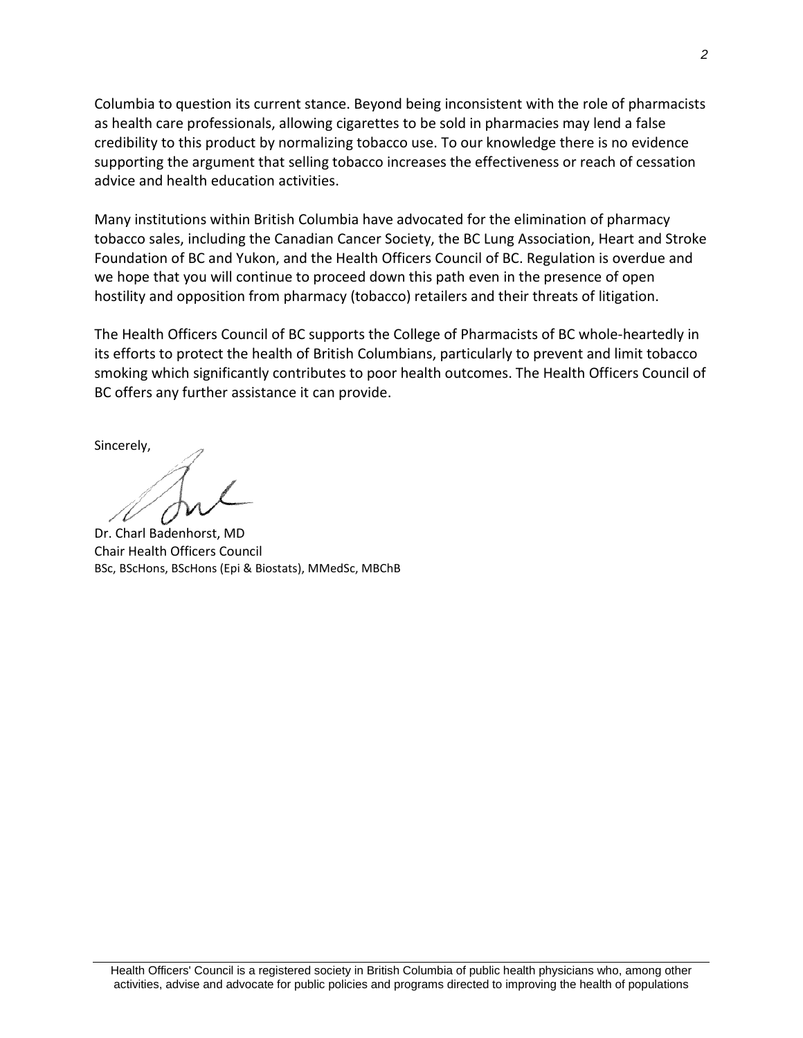Columbia to question its current stance. Beyond being inconsistent with the role of pharmacists as health care professionals, allowing cigarettes to be sold in pharmacies may lend a false credibility to this product by normalizing tobacco use. To our knowledge there is no evidence supporting the argument that selling tobacco increases the effectiveness or reach of cessation advice and health education activities.

Many institutions within British Columbia have advocated for the elimination of pharmacy tobacco sales, including the Canadian Cancer Society, the BC Lung Association, Heart and Stroke Foundation of BC and Yukon, and the Health Officers Council of BC. Regulation is overdue and we hope that you will continue to proceed down this path even in the presence of open hostility and opposition from pharmacy (tobacco) retailers and their threats of litigation.

The Health Officers Council of BC supports the College of Pharmacists of BC whole-heartedly in its efforts to protect the health of British Columbians, particularly to prevent and limit tobacco smoking which significantly contributes to poor health outcomes. The Health Officers Council of BC offers any further assistance it can provide.

Sincerely,

Dr. Charl Badenhorst, MD
Chair Health Officers Council
BSc, BScHons, BScHons (Epi & Biostats), MMedSc, MBChB

Health Officers' Council is a registered society in British Columbia of public health physicians who, among other activities, advise and advocate for public policies and programs directed to improving the health of populations